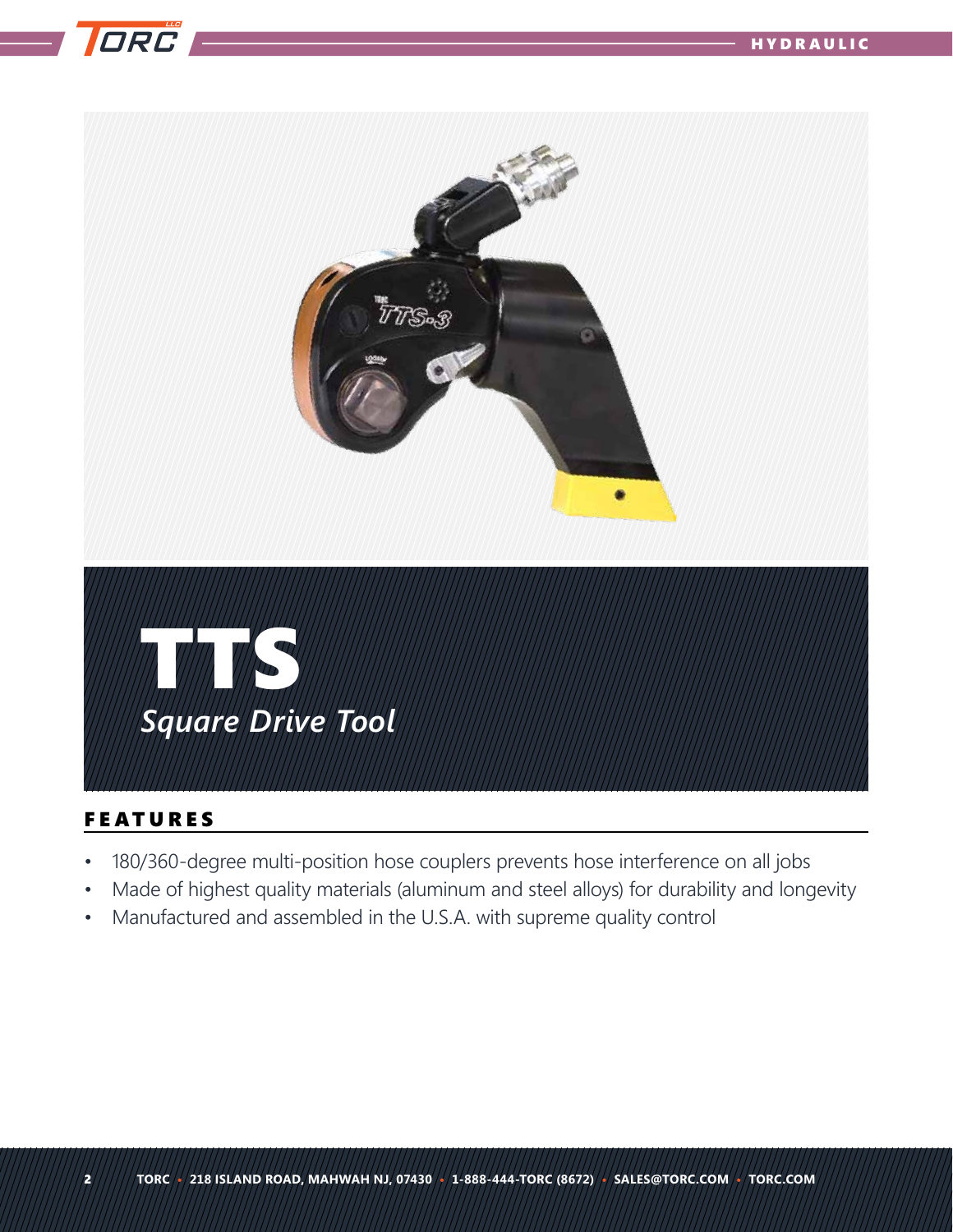# TTS

*Square Drive Tool*

## FEATURES

- 180/360-degree multi-position hose couplers prevents hose interference on all jobs
- Made of highest quality materials (aluminum and steel alloys) for durability and longevity
- Manufactured and assembled in the U.S.A. with supreme quality control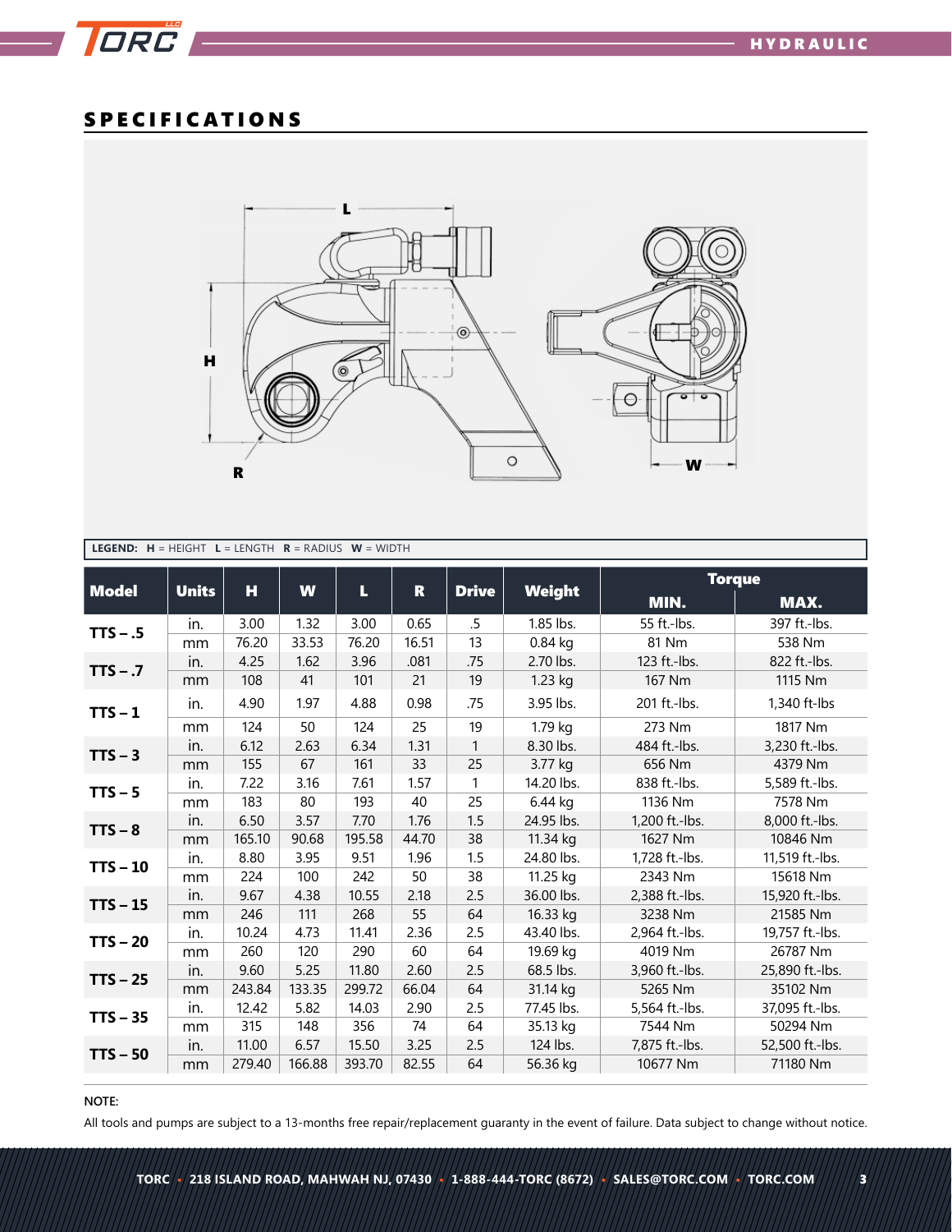## SPECIFICATIONS

H

L

R

W

**LEGEND:** **H** = HEIGHT **L** = LENGTH **R** = RADIUS **W** = WIDTH

| Model | Units | H | W | L | R | Drive | Weight | Torque | |
|---|---|---|---|---|---|---|---|---|---|
| | | | | | | | | MIN. | MAX. |
| TTS – .5 | in. | 3.00 | 1.32 | 3.00 | 0.65 | .5 | 1.85 lbs. | 55 ft.-lbs. | 397 ft.-lbs. |
| | mm | 76.20 | 33.53 | 76.20 | 16.51 | 13 | 0.84 kg | 81 Nm | 538 Nm |
| TTS – .7 | in. | 4.25 | 1.62 | 3.96 | .081 | .75 | 2.70 lbs. | 123 ft.-lbs. | 822 ft.-lbs. |
| | mm | 108 | 41 | 101 | 21 | 19 | 1.23 kg | 167 Nm | 1115 Nm |
| TTS – 1 | in. | 4.90 | 1.97 | 4.88 | 0.98 | .75 | 3.95 lbs. | 201 ft.-lbs. | 1,340 ft-lbs |
| | mm | 124 | 50 | 124 | 25 | 19 | 1.79 kg | 273 Nm | 1817 Nm |
| TTS – 3 | in. | 6.12 | 2.63 | 6.34 | 1.31 | 1 | 8.30 lbs. | 484 ft.-lbs. | 3,230 ft.-lbs. |
| | mm | 155 | 67 | 161 | 33 | 25 | 3.77 kg | 656 Nm | 4379 Nm |
| TTS – 5 | in. | 7.22 | 3.16 | 7.61 | 1.57 | 1 | 14.20 lbs. | 838 ft.-lbs. | 5,589 ft.-lbs. |
| | mm | 183 | 80 | 193 | 40 | 25 | 6.44 kg | 1136 Nm | 7578 Nm |
| TTS – 8 | in. | 6.50 | 3.57 | 7.70 | 1.76 | 1.5 | 24.95 lbs. | 1,200 ft.-lbs. | 8,000 ft.-lbs. |
| | mm | 165.10 | 90.68 | 195.58 | 44.70 | 38 | 11.34 kg | 1627 Nm | 10846 Nm |
| TTS – 10 | in. | 8.80 | 3.95 | 9.51 | 1.96 | 1.5 | 24.80 lbs. | 1,728 ft.-lbs. | 11,519 ft.-lbs. |
| | mm | 224 | 100 | 242 | 50 | 38 | 11.25 kg | 2343 Nm | 15618 Nm |
| TTS – 15 | in. | 9.67 | 4.38 | 10.55 | 2.18 | 2.5 | 36.00 lbs. | 2,388 ft.-lbs. | 15,920 ft.-lbs. |
| | mm | 246 | 111 | 268 | 55 | 64 | 16.33 kg | 3238 Nm | 21585 Nm |
| TTS – 20 | in. | 10.24 | 4.73 | 11.41 | 2.36 | 2.5 | 43.40 lbs. | 2,964 ft.-lbs. | 19,757 ft.-lbs. |
| | mm | 260 | 120 | 290 | 60 | 64 | 19.69 kg | 4019 Nm | 26787 Nm |
| TTS – 25 | in. | 9.60 | 5.25 | 11.80 | 2.60 | 2.5 | 68.5 lbs. | 3,960 ft.-lbs. | 25,890 ft.-lbs. |
| | mm | 243.84 | 133.35 | 299.72 | 66.04 | 64 | 31.14 kg | 5265 Nm | 35102 Nm |
| TTS – 35 | in. | 12.42 | 5.82 | 14.03 | 2.90 | 2.5 | 77.45 lbs. | 5,564 ft.-lbs. | 37,095 ft.-lbs. |
| | mm | 315 | 148 | 356 | 74 | 64 | 35.13 kg | 7544 Nm | 50294 Nm |
| TTS – 50 | in. | 11.00 | 6.57 | 15.50 | 3.25 | 2.5 | 124 lbs. | 7,875 ft.-lbs. | 52,500 ft.-lbs. |
| | mm | 279.40 | 166.88 | 393.70 | 82.55 | 64 | 56.36 kg | 10677 Nm | 71180 Nm |

**NOTE:**

All tools and pumps are subject to a 13-months free repair/replacement guaranty in the event of failure. Data subject to change without notice.